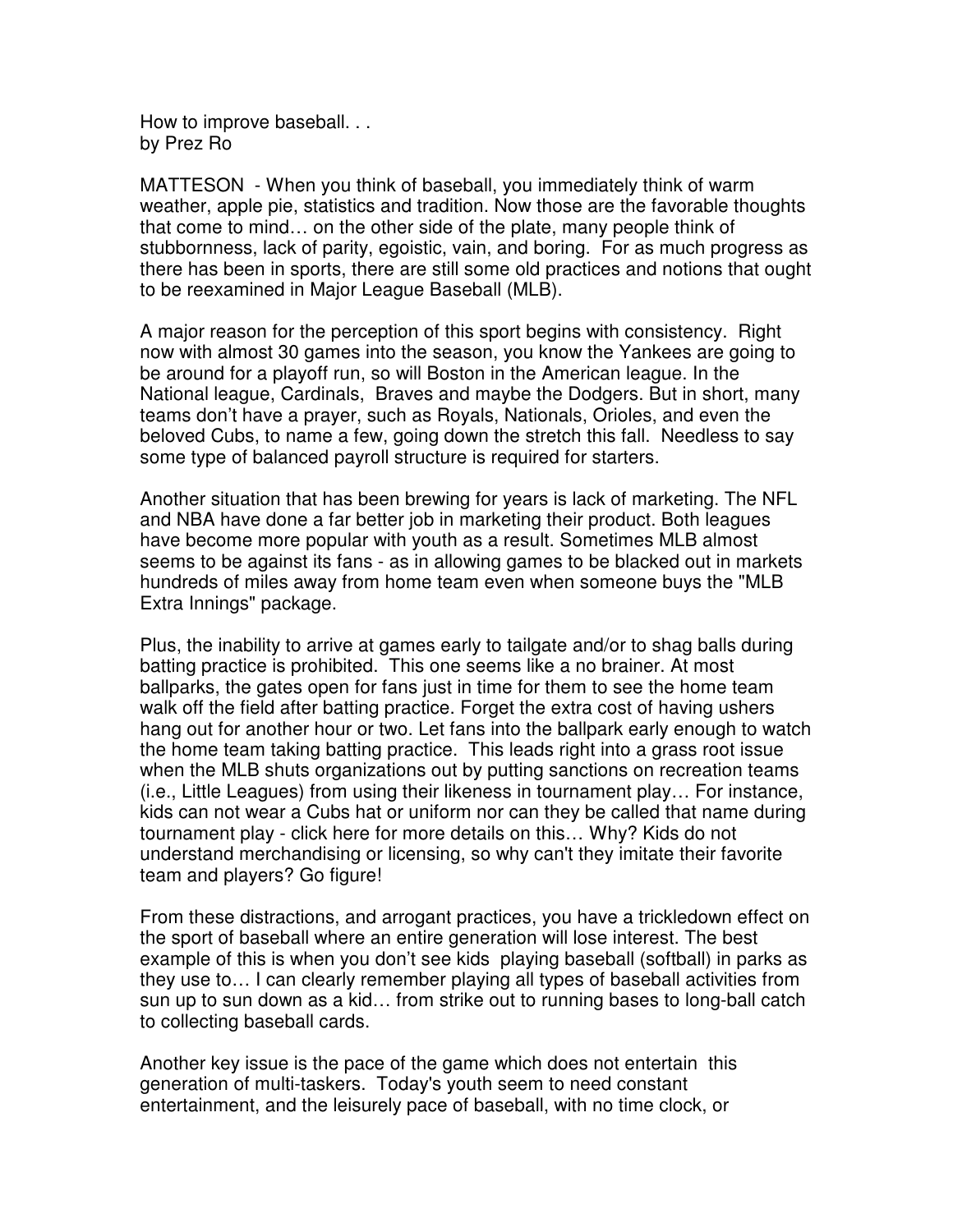How to improve baseball. . .
by Prez Ro

MATTESON - When you think of baseball, you immediately think of warm weather, apple pie, statistics and tradition. Now those are the favorable thoughts that come to mind… on the other side of the plate, many people think of stubbornness, lack of parity, egoistic, vain, and boring. For as much progress as there has been in sports, there are still some old practices and notions that ought to be reexamined in Major League Baseball (MLB).

A major reason for the perception of this sport begins with consistency. Right now with almost 30 games into the season, you know the Yankees are going to be around for a playoff run, so will Boston in the American league. In the National league, Cardinals, Braves and maybe the Dodgers. But in short, many teams don't have a prayer, such as Royals, Nationals, Orioles, and even the beloved Cubs, to name a few, going down the stretch this fall. Needless to say some type of balanced payroll structure is required for starters.

Another situation that has been brewing for years is lack of marketing. The NFL and NBA have done a far better job in marketing their product. Both leagues have become more popular with youth as a result. Sometimes MLB almost seems to be against its fans - as in allowing games to be blacked out in markets hundreds of miles away from home team even when someone buys the "MLB Extra Innings" package.

Plus, the inability to arrive at games early to tailgate and/or to shag balls during batting practice is prohibited. This one seems like a no brainer. At most ballparks, the gates open for fans just in time for them to see the home team walk off the field after batting practice. Forget the extra cost of having ushers hang out for another hour or two. Let fans into the ballpark early enough to watch the home team taking batting practice. This leads right into a grass root issue when the MLB shuts organizations out by putting sanctions on recreation teams (i.e., Little Leagues) from using their likeness in tournament play… For instance, kids can not wear a Cubs hat or uniform nor can they be called that name during tournament play - click here for more details on this… Why? Kids do not understand merchandising or licensing, so why can't they imitate their favorite team and players? Go figure!

From these distractions, and arrogant practices, you have a trickledown effect on the sport of baseball where an entire generation will lose interest. The best example of this is when you don't see kids playing baseball (softball) in parks as they use to… I can clearly remember playing all types of baseball activities from sun up to sun down as a kid… from strike out to running bases to long-ball catch to collecting baseball cards.

Another key issue is the pace of the game which does not entertain this generation of multi-taskers. Today's youth seem to need constant entertainment, and the leisurely pace of baseball, with no time clock, or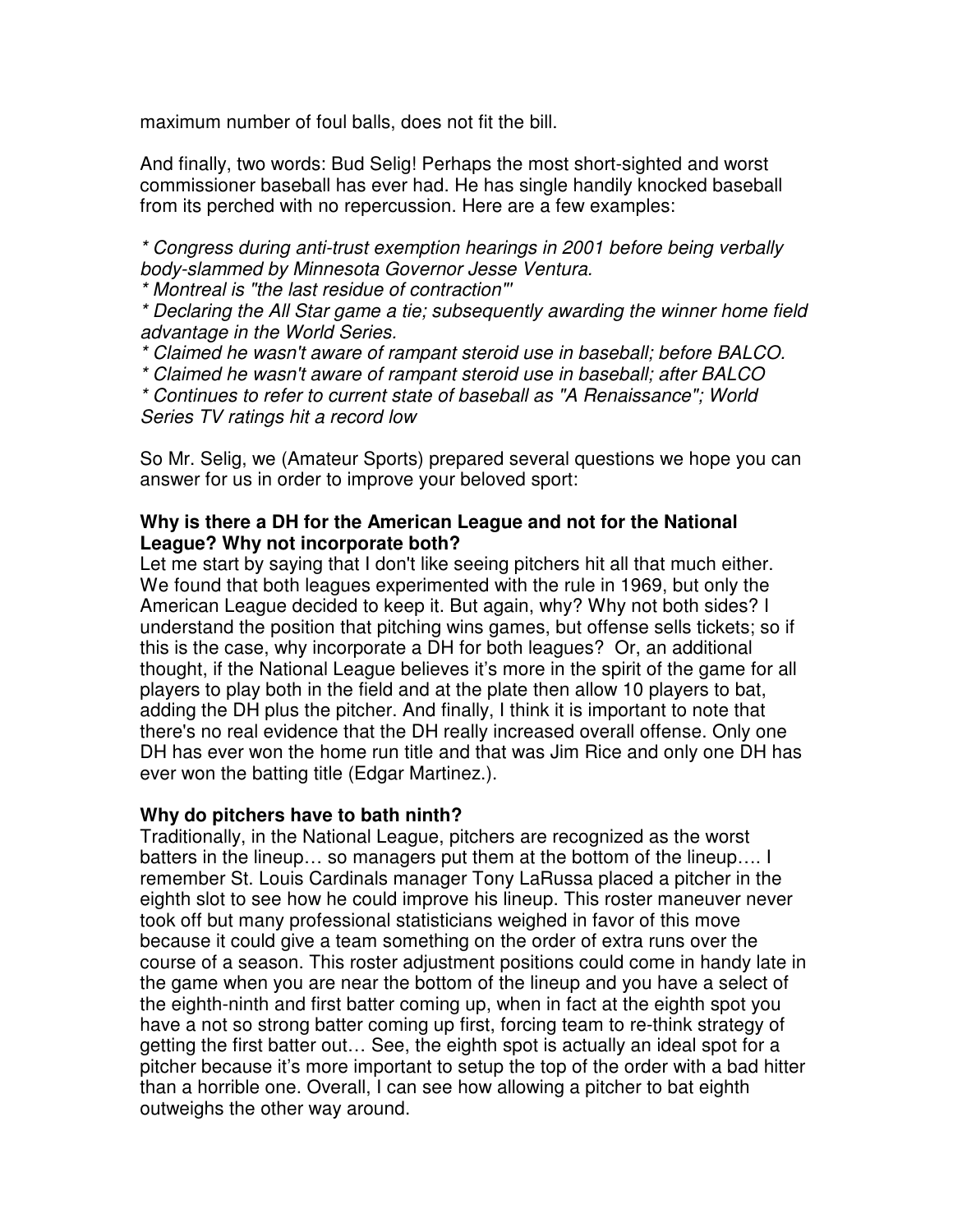maximum number of foul balls, does not fit the bill.

And finally, two words: Bud Selig! Perhaps the most short-sighted and worst commissioner baseball has ever had. He has single handily knocked baseball from its perched with no repercussion. Here are a few examples:

*\* Congress during anti-trust exemption hearings in 2001 before being verbally body-slammed by Minnesota Governor Jesse Ventura.*
*\* Montreal is "the last residue of contraction"'*
*\* Declaring the All Star game a tie; subsequently awarding the winner home field advantage in the World Series.*
*\* Claimed he wasn't aware of rampant steroid use in baseball; before BALCO.*
*\* Claimed he wasn't aware of rampant steroid use in baseball; after BALCO*
*\* Continues to refer to current state of baseball as "A Renaissance"; World Series TV ratings hit a record low*

So Mr. Selig, we (Amateur Sports) prepared several questions we hope you can answer for us in order to improve your beloved sport:

**Why is there a DH for the American League and not for the National League? Why not incorporate both?**
Let me start by saying that I don't like seeing pitchers hit all that much either. We found that both leagues experimented with the rule in 1969, but only the American League decided to keep it. But again, why? Why not both sides? I understand the position that pitching wins games, but offense sells tickets; so if this is the case, why incorporate a DH for both leagues? Or, an additional thought, if the National League believes it's more in the spirit of the game for all players to play both in the field and at the plate then allow 10 players to bat, adding the DH plus the pitcher. And finally, I think it is important to note that there's no real evidence that the DH really increased overall offense. Only one DH has ever won the home run title and that was Jim Rice and only one DH has ever won the batting title (Edgar Martinez.).

**Why do pitchers have to bath ninth?**
Traditionally, in the National League, pitchers are recognized as the worst batters in the lineup… so managers put them at the bottom of the lineup…. I remember St. Louis Cardinals manager Tony LaRussa placed a pitcher in the eighth slot to see how he could improve his lineup. This roster maneuver never took off but many professional statisticians weighed in favor of this move because it could give a team something on the order of extra runs over the course of a season. This roster adjustment positions could come in handy late in the game when you are near the bottom of the lineup and you have a select of the eighth-ninth and first batter coming up, when in fact at the eighth spot you have a not so strong batter coming up first, forcing team to re-think strategy of getting the first batter out… See, the eighth spot is actually an ideal spot for a pitcher because it's more important to setup the top of the order with a bad hitter than a horrible one. Overall, I can see how allowing a pitcher to bat eighth outweighs the other way around.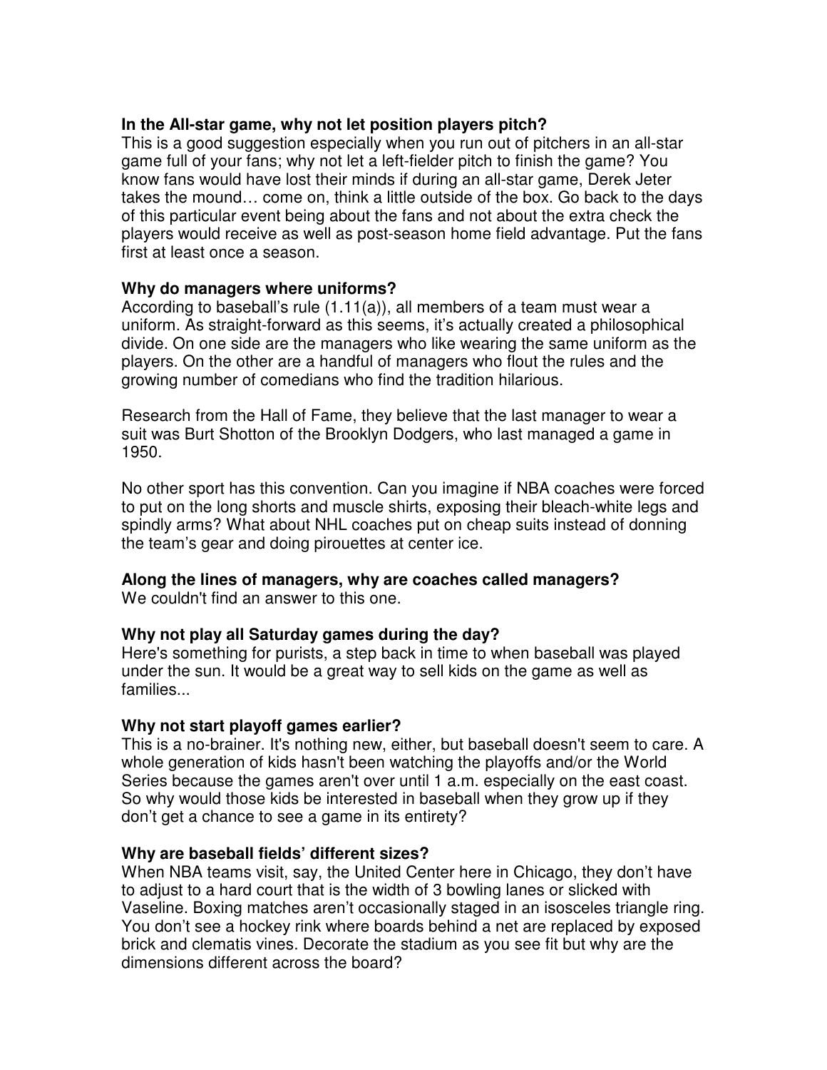**In the All-star game, why not let position players pitch?**
This is a good suggestion especially when you run out of pitchers in an all-star game full of your fans; why not let a left-fielder pitch to finish the game? You know fans would have lost their minds if during an all-star game, Derek Jeter takes the mound… come on, think a little outside of the box. Go back to the days of this particular event being about the fans and not about the extra check the players would receive as well as post-season home field advantage. Put the fans first at least once a season.

**Why do managers where uniforms?**
According to baseball's rule (1.11(a)), all members of a team must wear a uniform. As straight-forward as this seems, it's actually created a philosophical divide. On one side are the managers who like wearing the same uniform as the players. On the other are a handful of managers who flout the rules and the growing number of comedians who find the tradition hilarious.

Research from the Hall of Fame, they believe that the last manager to wear a suit was Burt Shotton of the Brooklyn Dodgers, who last managed a game in 1950.

No other sport has this convention. Can you imagine if NBA coaches were forced to put on the long shorts and muscle shirts, exposing their bleach-white legs and spindly arms? What about NHL coaches put on cheap suits instead of donning the team's gear and doing pirouettes at center ice.

**Along the lines of managers, why are coaches called managers?**
We couldn't find an answer to this one.

**Why not play all Saturday games during the day?**
Here's something for purists, a step back in time to when baseball was played under the sun. It would be a great way to sell kids on the game as well as families...

**Why not start playoff games earlier?**
This is a no-brainer. It's nothing new, either, but baseball doesn't seem to care. A whole generation of kids hasn't been watching the playoffs and/or the World Series because the games aren't over until 1 a.m. especially on the east coast. So why would those kids be interested in baseball when they grow up if they don't get a chance to see a game in its entirety?

**Why are baseball fields' different sizes?**
When NBA teams visit, say, the United Center here in Chicago, they don't have to adjust to a hard court that is the width of 3 bowling lanes or slicked with Vaseline. Boxing matches aren't occasionally staged in an isosceles triangle ring. You don't see a hockey rink where boards behind a net are replaced by exposed brick and clematis vines. Decorate the stadium as you see fit but why are the dimensions different across the board?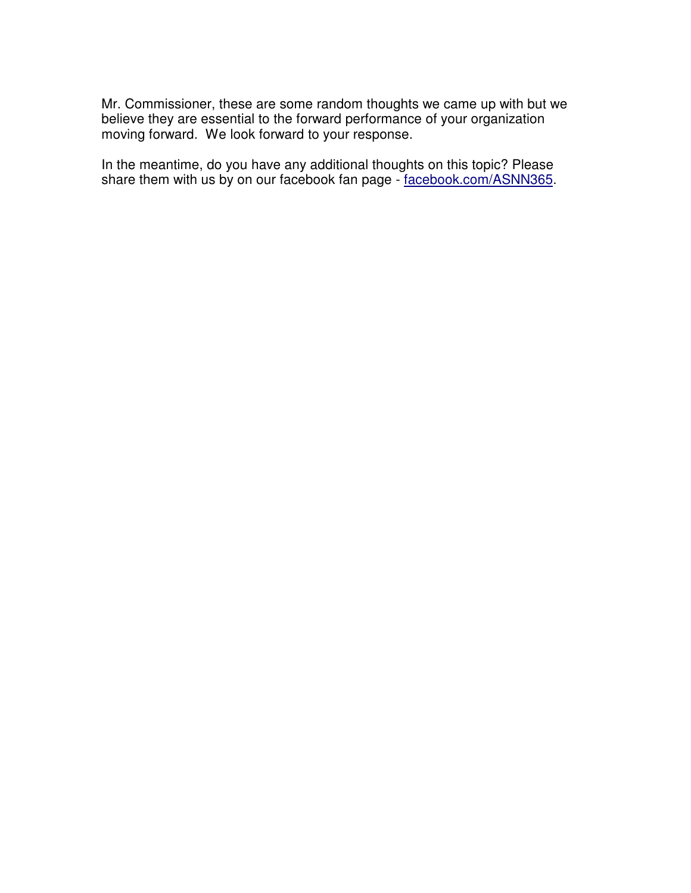Mr. Commissioner, these are some random thoughts we came up with but we believe they are essential to the forward performance of your organization moving forward. We look forward to your response.

In the meantime, do you have any additional thoughts on this topic? Please share them with us by on our facebook fan page - facebook.com/ASNN365.